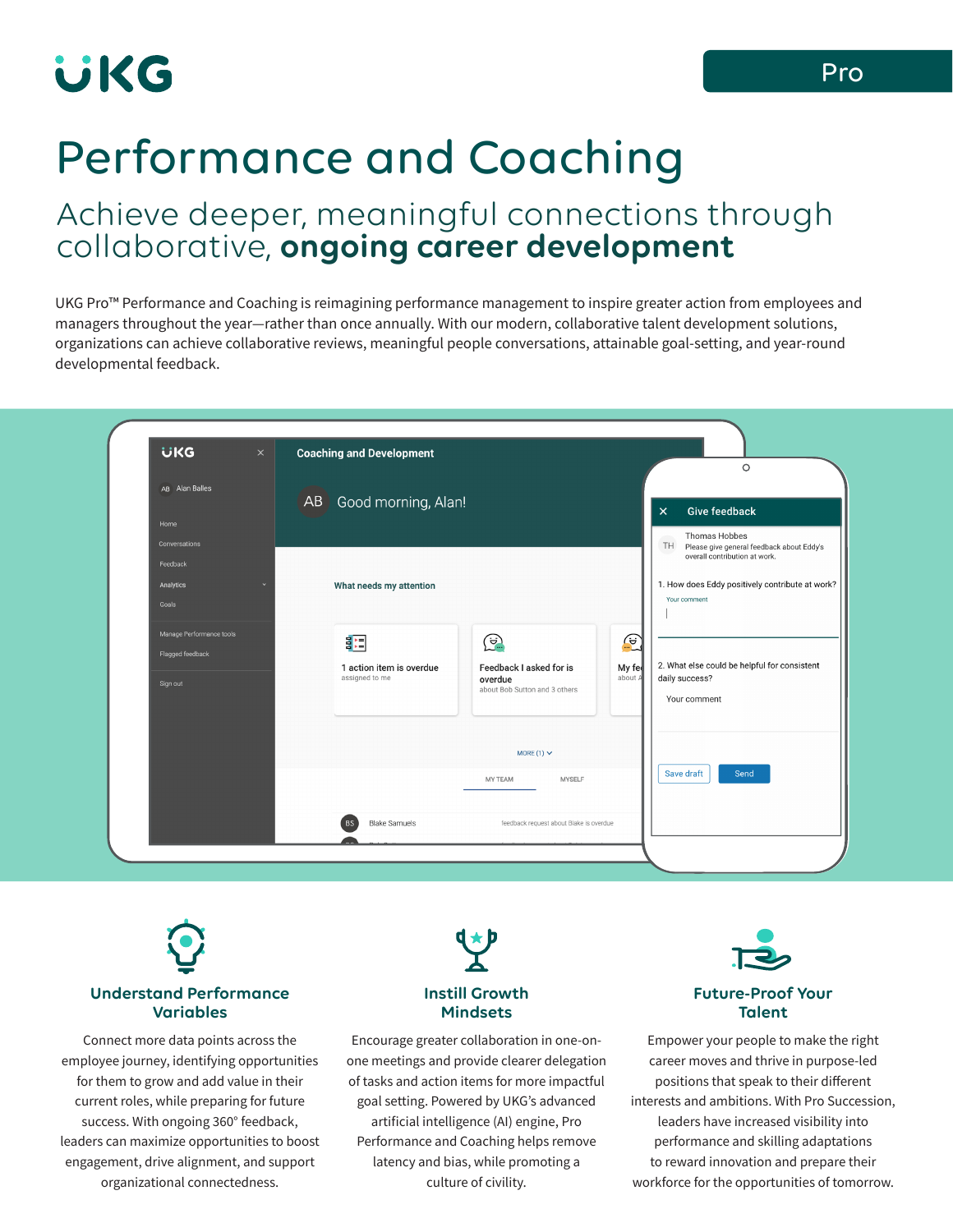UKG

Pro

# Performance and Coaching

## Achieve deeper, meaningful connections through collaborative, **ongoing career development**

UKG Pro™ Performance and Coaching is reimagining performance management to inspire greater action from employees and managers throughout the year—rather than once annually. With our modern, collaborative talent development solutions, organizations can achieve collaborative reviews, meaningful people conversations, attainable goal-setting, and year-round developmental feedback.

### Understand Performance Variables

Connect more data points across the employee journey, identifying opportunities for them to grow and add value in their current roles, while preparing for future success. With ongoing 360° feedback, leaders can maximize opportunities to boost engagement, drive alignment, and support organizational connectedness.

### Instill Growth Mindsets

Encourage greater collaboration in one-on-one meetings and provide clearer delegation of tasks and action items for more impactful goal setting. Powered by UKG's advanced artificial intelligence (AI) engine, Pro Performance and Coaching helps remove latency and bias, while promoting a culture of civility.

### Future-Proof Your Talent

Empower your people to make the right career moves and thrive in purpose-led positions that speak to their different interests and ambitions. With Pro Succession, leaders have increased visibility into performance and skilling adaptations to reward innovation and prepare their workforce for the opportunities of tomorrow.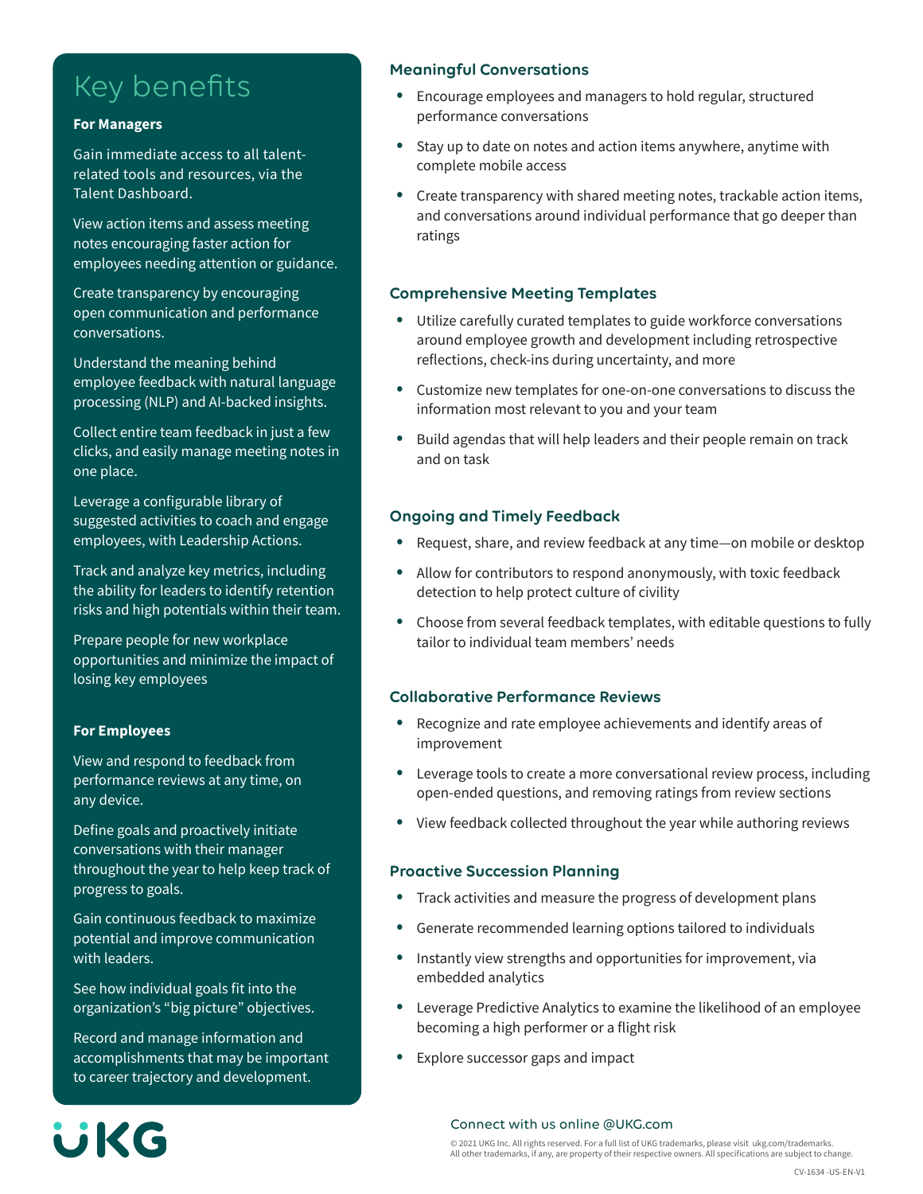## Key benefits

**For Managers**

Gain immediate access to all talent-related tools and resources, via the Talent Dashboard.

View action items and assess meeting notes encouraging faster action for employees needing attention or guidance.

Create transparency by encouraging open communication and performance conversations.

Understand the meaning behind employee feedback with natural language processing (NLP) and AI-backed insights.

Collect entire team feedback in just a few clicks, and easily manage meeting notes in one place.

Leverage a configurable library of suggested activities to coach and engage employees, with Leadership Actions.

Track and analyze key metrics, including the ability for leaders to identify retention risks and high potentials within their team.

Prepare people for new workplace opportunities and minimize the impact of losing key employees

**For Employees**

View and respond to feedback from performance reviews at any time, on any device.

Define goals and proactively initiate conversations with their manager throughout the year to help keep track of progress to goals.

Gain continuous feedback to maximize potential and improve communication with leaders.

See how individual goals fit into the organization's "big picture" objectives.

Record and manage information and accomplishments that may be important to career trajectory and development.

### Meaningful Conversations

- Encourage employees and managers to hold regular, structured performance conversations
- Stay up to date on notes and action items anywhere, anytime with complete mobile access
- Create transparency with shared meeting notes, trackable action items, and conversations around individual performance that go deeper than ratings

### Comprehensive Meeting Templates

- Utilize carefully curated templates to guide workforce conversations around employee growth and development including retrospective reflections, check-ins during uncertainty, and more
- Customize new templates for one-on-one conversations to discuss the information most relevant to you and your team
- Build agendas that will help leaders and their people remain on track and on task

### Ongoing and Timely Feedback

- Request, share, and review feedback at any time—on mobile or desktop
- Allow for contributors to respond anonymously, with toxic feedback detection to help protect culture of civility
- Choose from several feedback templates, with editable questions to fully tailor to individual team members' needs

### Collaborative Performance Reviews

- Recognize and rate employee achievements and identify areas of improvement
- Leverage tools to create a more conversational review process, including open-ended questions, and removing ratings from review sections
- View feedback collected throughout the year while authoring reviews

### Proactive Succession Planning

- Track activities and measure the progress of development plans
- Generate recommended learning options tailored to individuals
- Instantly view strengths and opportunities for improvement, via embedded analytics
- Leverage Predictive Analytics to examine the likelihood of an employee becoming a high performer or a flight risk
- Explore successor gaps and impact

UKG

Connect with us online @UKG.com

© 2021 UKG Inc. All rights reserved. For a full list of UKG trademarks, please visit ukg.com/trademarks. All other trademarks, if any, are property of their respective owners. All specifications are subject to change.

CV-1634 -US-EN-V1